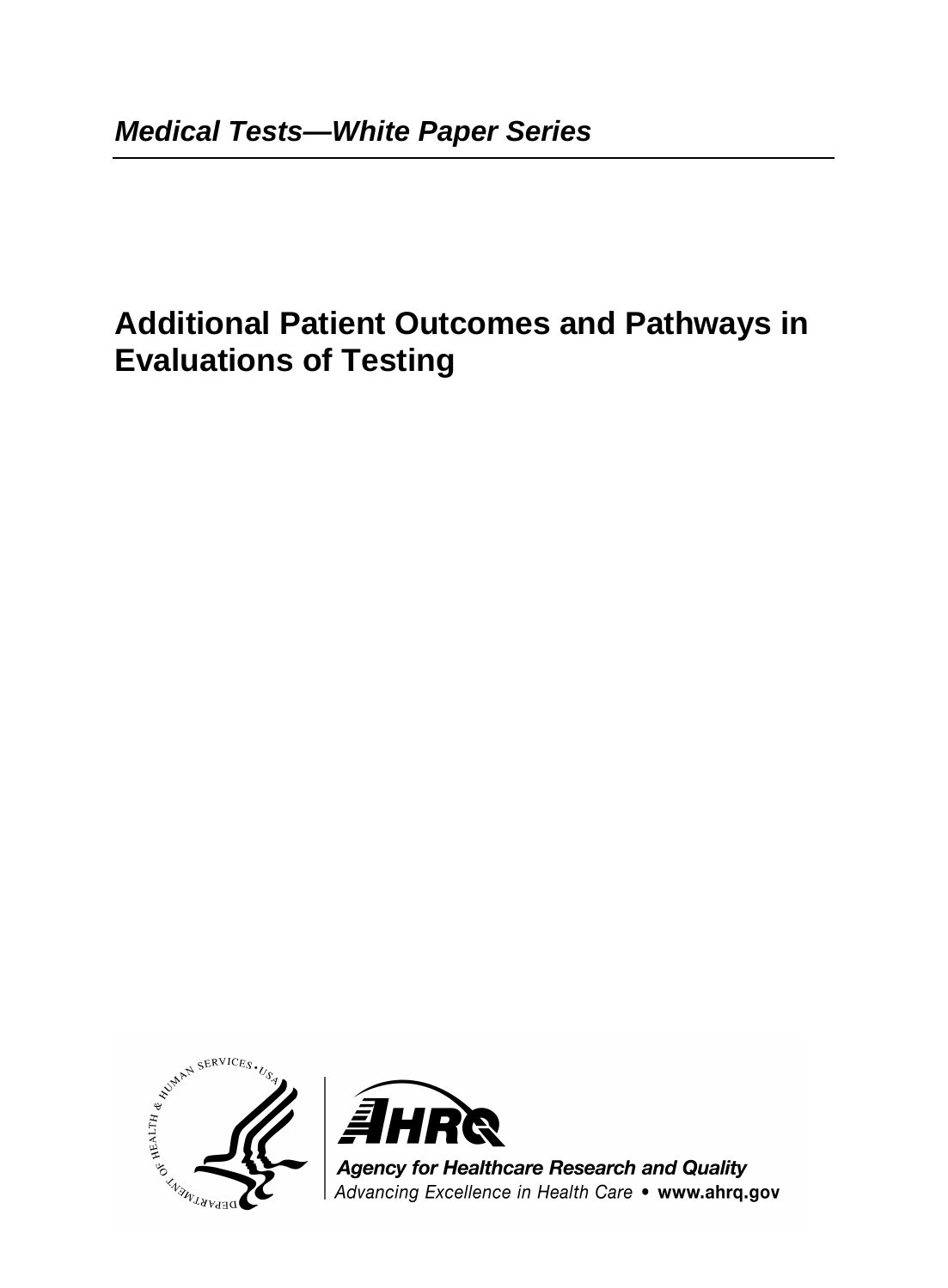***Medical Tests—White Paper Series***

# Additional Patient Outcomes and Pathways in Evaluations of Testing

**Agency for Healthcare Research and Quality**

*Advancing Excellence in Health Care* • **www.ahrq.gov**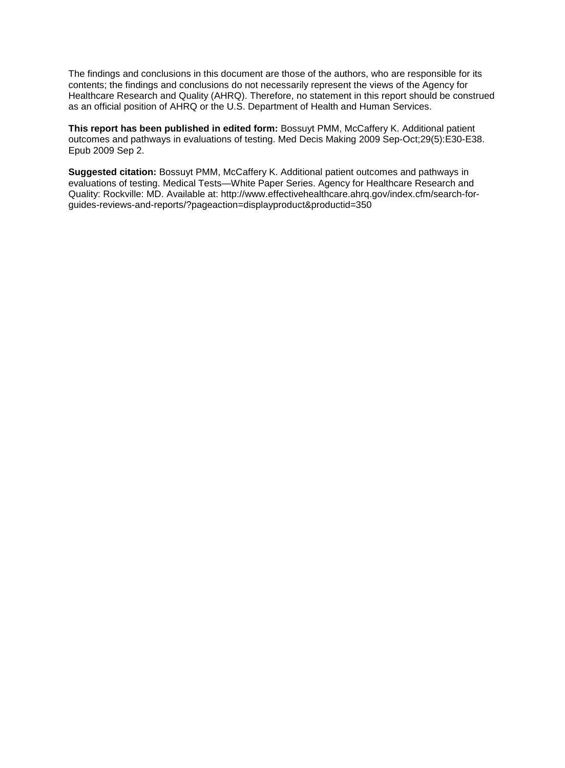The findings and conclusions in this document are those of the authors, who are responsible for its contents; the findings and conclusions do not necessarily represent the views of the Agency for Healthcare Research and Quality (AHRQ). Therefore, no statement in this report should be construed as an official position of AHRQ or the U.S. Department of Health and Human Services.

**This report has been published in edited form:** Bossuyt PMM, McCaffery K. Additional patient outcomes and pathways in evaluations of testing. Med Decis Making 2009 Sep-Oct;29(5):E30-E38. Epub 2009 Sep 2.

**Suggested citation:** Bossuyt PMM, McCaffery K. Additional patient outcomes and pathways in evaluations of testing. Medical Tests—White Paper Series. Agency for Healthcare Research and Quality: Rockville: MD. Available at: http://www.effectivehealthcare.ahrq.gov/index.cfm/search-for-guides-reviews-and-reports/?pageaction=displayproduct&productid=350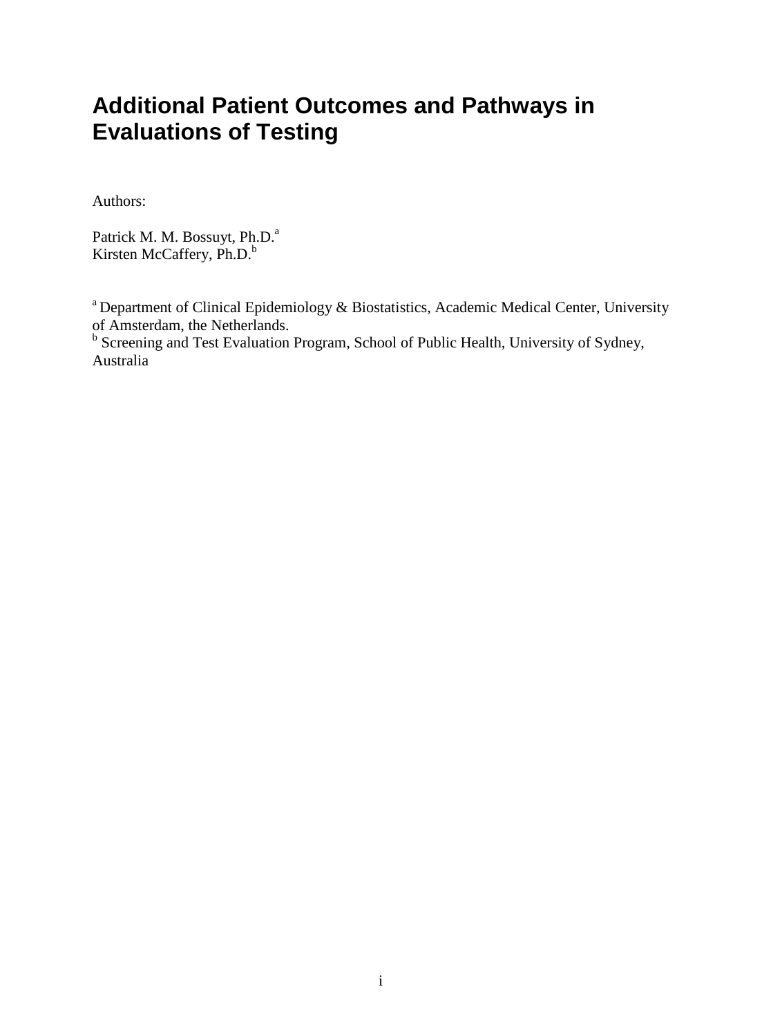# Additional Patient Outcomes and Pathways in Evaluations of Testing

Authors:

Patrick M. M. Bossuyt, Ph.D.[a]
Kirsten McCaffery, Ph.D.[b]

[a] Department of Clinical Epidemiology & Biostatistics, Academic Medical Center, University of Amsterdam, the Netherlands.
[b] Screening and Test Evaluation Program, School of Public Health, University of Sydney, Australia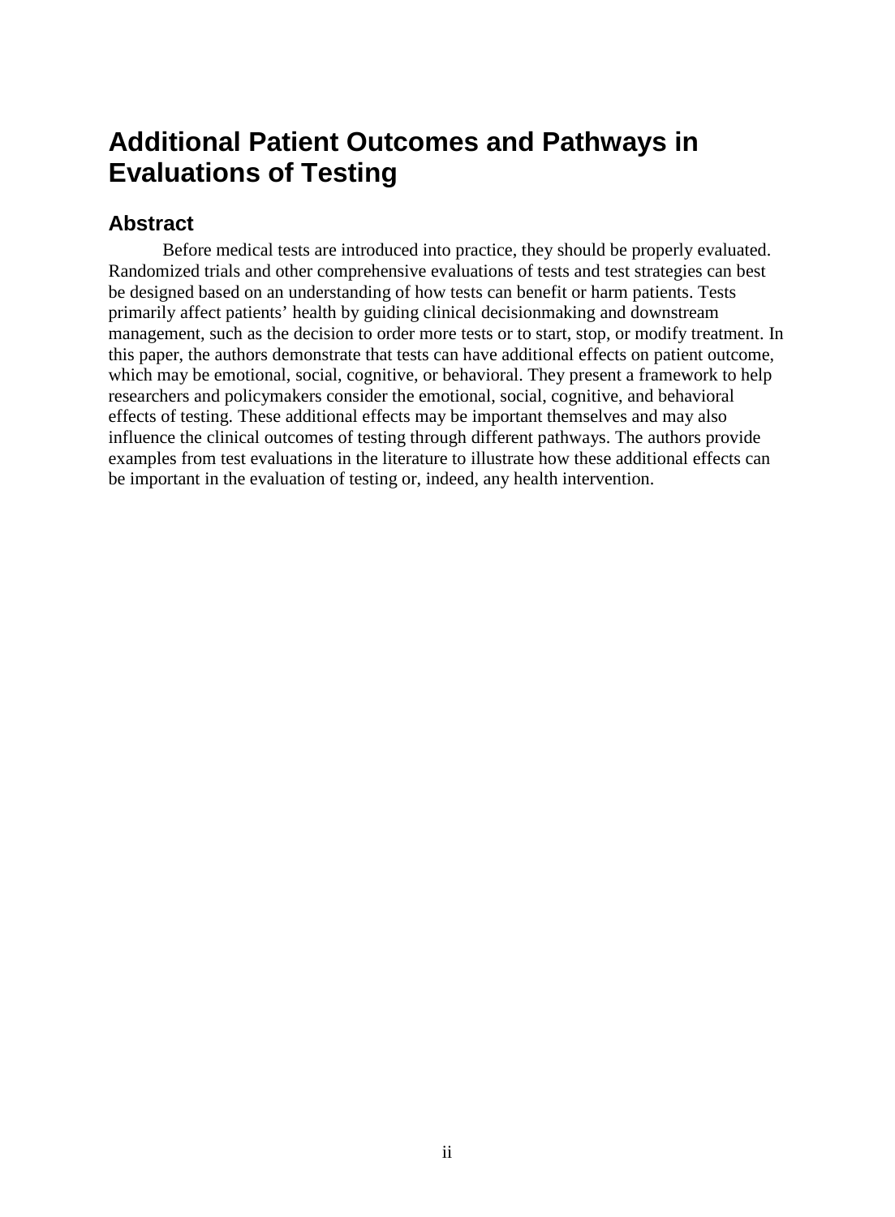# Additional Patient Outcomes and Pathways in Evaluations of Testing

## Abstract

Before medical tests are introduced into practice, they should be properly evaluated. Randomized trials and other comprehensive evaluations of tests and test strategies can best be designed based on an understanding of how tests can benefit or harm patients. Tests primarily affect patients' health by guiding clinical decisionmaking and downstream management, such as the decision to order more tests or to start, stop, or modify treatment. In this paper, the authors demonstrate that tests can have additional effects on patient outcome, which may be emotional, social, cognitive, or behavioral. They present a framework to help researchers and policymakers consider the emotional, social, cognitive, and behavioral effects of testing. These additional effects may be important themselves and may also influence the clinical outcomes of testing through different pathways. The authors provide examples from test evaluations in the literature to illustrate how these additional effects can be important in the evaluation of testing or, indeed, any health intervention.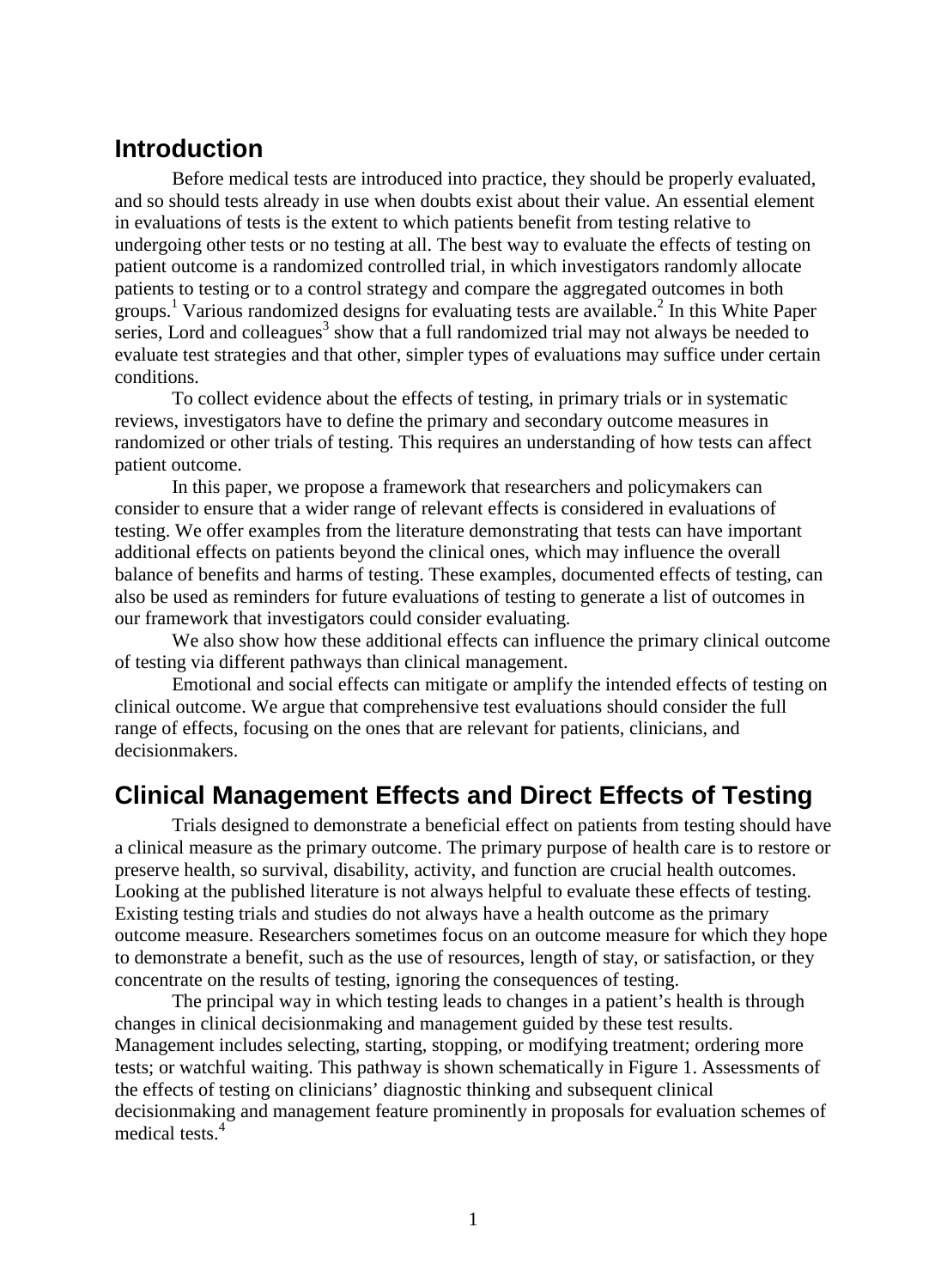## Introduction

Before medical tests are introduced into practice, they should be properly evaluated, and so should tests already in use when doubts exist about their value. An essential element in evaluations of tests is the extent to which patients benefit from testing relative to undergoing other tests or no testing at all. The best way to evaluate the effects of testing on patient outcome is a randomized controlled trial, in which investigators randomly allocate patients to testing or to a control strategy and compare the aggregated outcomes in both groups.[1] Various randomized designs for evaluating tests are available.[2] In this White Paper series, Lord and colleagues[3] show that a full randomized trial may not always be needed to evaluate test strategies and that other, simpler types of evaluations may suffice under certain conditions.

To collect evidence about the effects of testing, in primary trials or in systematic reviews, investigators have to define the primary and secondary outcome measures in randomized or other trials of testing. This requires an understanding of how tests can affect patient outcome.

In this paper, we propose a framework that researchers and policymakers can consider to ensure that a wider range of relevant effects is considered in evaluations of testing. We offer examples from the literature demonstrating that tests can have important additional effects on patients beyond the clinical ones, which may influence the overall balance of benefits and harms of testing. These examples, documented effects of testing, can also be used as reminders for future evaluations of testing to generate a list of outcomes in our framework that investigators could consider evaluating.

We also show how these additional effects can influence the primary clinical outcome of testing via different pathways than clinical management.

Emotional and social effects can mitigate or amplify the intended effects of testing on clinical outcome. We argue that comprehensive test evaluations should consider the full range of effects, focusing on the ones that are relevant for patients, clinicians, and decisionmakers.

## Clinical Management Effects and Direct Effects of Testing

Trials designed to demonstrate a beneficial effect on patients from testing should have a clinical measure as the primary outcome. The primary purpose of health care is to restore or preserve health, so survival, disability, activity, and function are crucial health outcomes. Looking at the published literature is not always helpful to evaluate these effects of testing. Existing testing trials and studies do not always have a health outcome as the primary outcome measure. Researchers sometimes focus on an outcome measure for which they hope to demonstrate a benefit, such as the use of resources, length of stay, or satisfaction, or they concentrate on the results of testing, ignoring the consequences of testing.

The principal way in which testing leads to changes in a patient's health is through changes in clinical decisionmaking and management guided by these test results. Management includes selecting, starting, stopping, or modifying treatment; ordering more tests; or watchful waiting. This pathway is shown schematically in Figure 1. Assessments of the effects of testing on clinicians' diagnostic thinking and subsequent clinical decisionmaking and management feature prominently in proposals for evaluation schemes of medical tests.[4]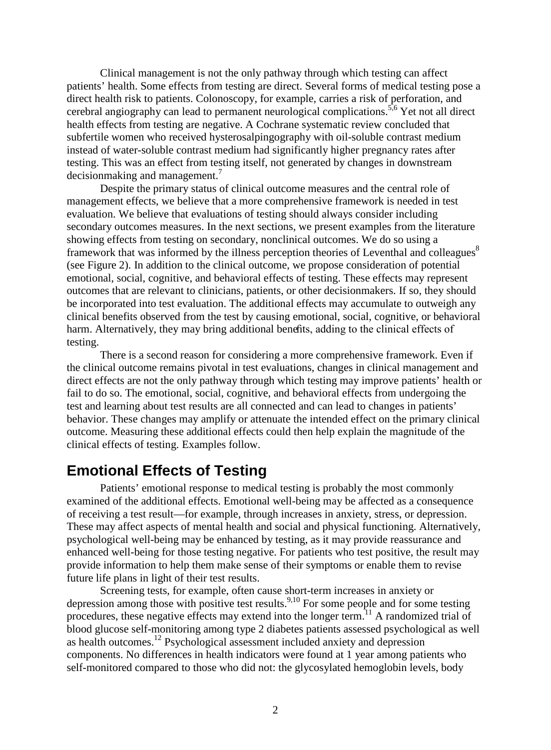Clinical management is not the only pathway through which testing can affect patients' health. Some effects from testing are direct. Several forms of medical testing pose a direct health risk to patients. Colonoscopy, for example, carries a risk of perforation, and cerebral angiography can lead to permanent neurological complications.[5,6] Yet not all direct health effects from testing are negative. A Cochrane systematic review concluded that subfertile women who received hysterosalpingography with oil-soluble contrast medium instead of water-soluble contrast medium had significantly higher pregnancy rates after testing. This was an effect from testing itself, not generated by changes in downstream decisionmaking and management.[7]

Despite the primary status of clinical outcome measures and the central role of management effects, we believe that a more comprehensive framework is needed in test evaluation. We believe that evaluations of testing should always consider including secondary outcomes measures. In the next sections, we present examples from the literature showing effects from testing on secondary, nonclinical outcomes. We do so using a framework that was informed by the illness perception theories of Leventhal and colleagues[8] (see Figure 2). In addition to the clinical outcome, we propose consideration of potential emotional, social, cognitive, and behavioral effects of testing. These effects may represent outcomes that are relevant to clinicians, patients, or other decisionmakers. If so, they should be incorporated into test evaluation. The additional effects may accumulate to outweigh any clinical benefits observed from the test by causing emotional, social, cognitive, or behavioral harm. Alternatively, they may bring additional benefits, adding to the clinical effects of testing.

There is a second reason for considering a more comprehensive framework. Even if the clinical outcome remains pivotal in test evaluations, changes in clinical management and direct effects are not the only pathway through which testing may improve patients' health or fail to do so. The emotional, social, cognitive, and behavioral effects from undergoing the test and learning about test results are all connected and can lead to changes in patients' behavior. These changes may amplify or attenuate the intended effect on the primary clinical outcome. Measuring these additional effects could then help explain the magnitude of the clinical effects of testing. Examples follow.

## Emotional Effects of Testing

Patients' emotional response to medical testing is probably the most commonly examined of the additional effects. Emotional well-being may be affected as a consequence of receiving a test result—for example, through increases in anxiety, stress, or depression. These may affect aspects of mental health and social and physical functioning. Alternatively, psychological well-being may be enhanced by testing, as it may provide reassurance and enhanced well-being for those testing negative. For patients who test positive, the result may provide information to help them make sense of their symptoms or enable them to revise future life plans in light of their test results.

Screening tests, for example, often cause short-term increases in anxiety or depression among those with positive test results.[9,10] For some people and for some testing procedures, these negative effects may extend into the longer term.[11] A randomized trial of blood glucose self-monitoring among type 2 diabetes patients assessed psychological as well as health outcomes.[12] Psychological assessment included anxiety and depression components. No differences in health indicators were found at 1 year among patients who self-monitored compared to those who did not: the glycosylated hemoglobin levels, body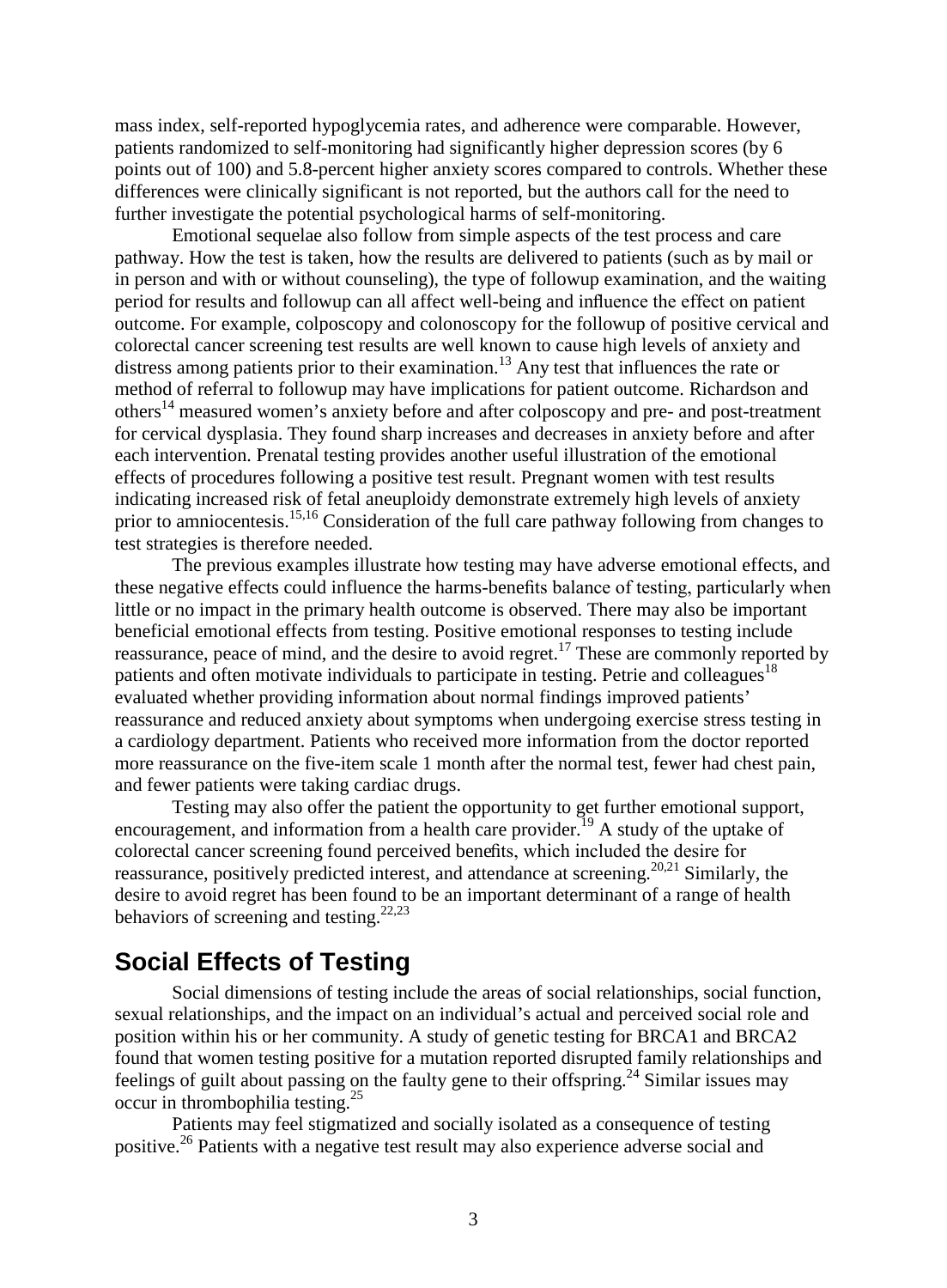mass index, self-reported hypoglycemia rates, and adherence were comparable. However, patients randomized to self-monitoring had significantly higher depression scores (by 6 points out of 100) and 5.8-percent higher anxiety scores compared to controls. Whether these differences were clinically significant is not reported, but the authors call for the need to further investigate the potential psychological harms of self-monitoring.

Emotional sequelae also follow from simple aspects of the test process and care pathway. How the test is taken, how the results are delivered to patients (such as by mail or in person and with or without counseling), the type of followup examination, and the waiting period for results and followup can all affect well-being and influence the effect on patient outcome. For example, colposcopy and colonoscopy for the followup of positive cervical and colorectal cancer screening test results are well known to cause high levels of anxiety and distress among patients prior to their examination.[13] Any test that influences the rate or method of referral to followup may have implications for patient outcome. Richardson and others[14] measured women's anxiety before and after colposcopy and pre- and post-treatment for cervical dysplasia. They found sharp increases and decreases in anxiety before and after each intervention. Prenatal testing provides another useful illustration of the emotional effects of procedures following a positive test result. Pregnant women with test results indicating increased risk of fetal aneuploidy demonstrate extremely high levels of anxiety prior to amniocentesis.[15,16] Consideration of the full care pathway following from changes to test strategies is therefore needed.

The previous examples illustrate how testing may have adverse emotional effects, and these negative effects could influence the harms-benefits balance of testing, particularly when little or no impact in the primary health outcome is observed. There may also be important beneficial emotional effects from testing. Positive emotional responses to testing include reassurance, peace of mind, and the desire to avoid regret.[17] These are commonly reported by patients and often motivate individuals to participate in testing. Petrie and colleagues[18] evaluated whether providing information about normal findings improved patients' reassurance and reduced anxiety about symptoms when undergoing exercise stress testing in a cardiology department. Patients who received more information from the doctor reported more reassurance on the five-item scale 1 month after the normal test, fewer had chest pain, and fewer patients were taking cardiac drugs.

Testing may also offer the patient the opportunity to get further emotional support, encouragement, and information from a health care provider.[19] A study of the uptake of colorectal cancer screening found perceived benefits, which included the desire for reassurance, positively predicted interest, and attendance at screening.[20,21] Similarly, the desire to avoid regret has been found to be an important determinant of a range of health behaviors of screening and testing.[22,23]

## Social Effects of Testing

Social dimensions of testing include the areas of social relationships, social function, sexual relationships, and the impact on an individual's actual and perceived social role and position within his or her community. A study of genetic testing for BRCA1 and BRCA2 found that women testing positive for a mutation reported disrupted family relationships and feelings of guilt about passing on the faulty gene to their offspring.[24] Similar issues may occur in thrombophilia testing.[25]

Patients may feel stigmatized and socially isolated as a consequence of testing positive.[26] Patients with a negative test result may also experience adverse social and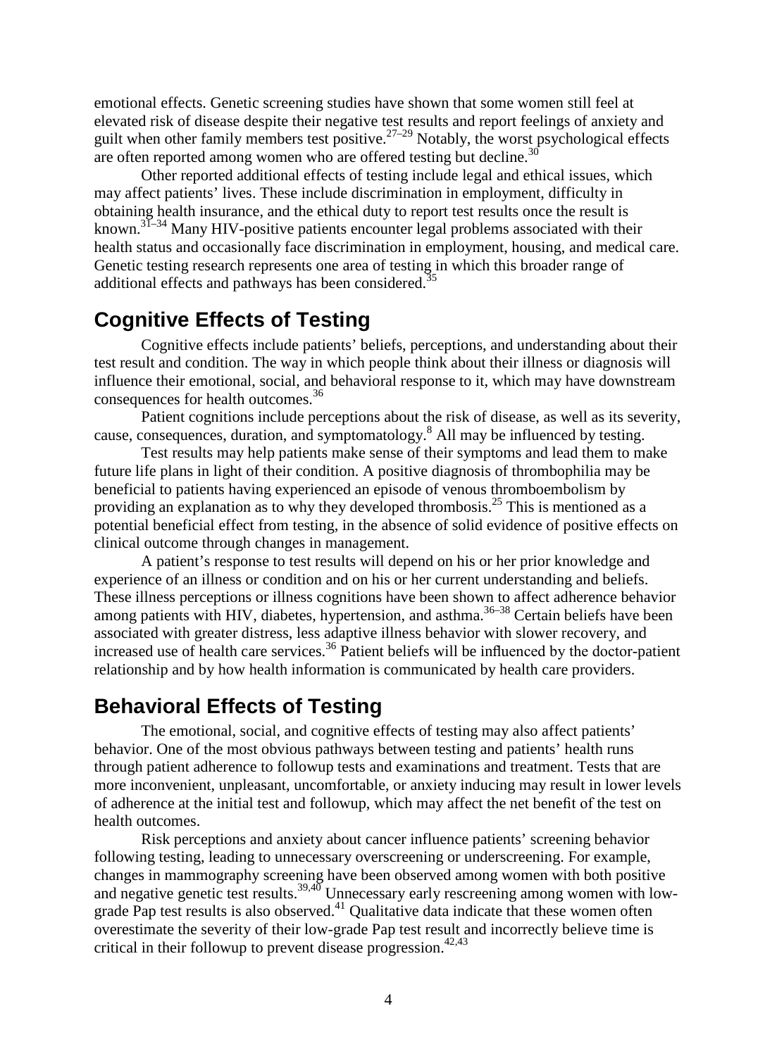emotional effects. Genetic screening studies have shown that some women still feel at elevated risk of disease despite their negative test results and report feelings of anxiety and guilt when other family members test positive.[27–29] Notably, the worst psychological effects are often reported among women who are offered testing but decline.[30]

Other reported additional effects of testing include legal and ethical issues, which may affect patients' lives. These include discrimination in employment, difficulty in obtaining health insurance, and the ethical duty to report test results once the result is known.[31–34] Many HIV-positive patients encounter legal problems associated with their health status and occasionally face discrimination in employment, housing, and medical care. Genetic testing research represents one area of testing in which this broader range of additional effects and pathways has been considered.[35]

## Cognitive Effects of Testing

Cognitive effects include patients' beliefs, perceptions, and understanding about their test result and condition. The way in which people think about their illness or diagnosis will influence their emotional, social, and behavioral response to it, which may have downstream consequences for health outcomes.[36]

Patient cognitions include perceptions about the risk of disease, as well as its severity, cause, consequences, duration, and symptomatology.[8] All may be influenced by testing.

Test results may help patients make sense of their symptoms and lead them to make future life plans in light of their condition. A positive diagnosis of thrombophilia may be beneficial to patients having experienced an episode of venous thromboembolism by providing an explanation as to why they developed thrombosis.[25] This is mentioned as a potential beneficial effect from testing, in the absence of solid evidence of positive effects on clinical outcome through changes in management.

A patient's response to test results will depend on his or her prior knowledge and experience of an illness or condition and on his or her current understanding and beliefs. These illness perceptions or illness cognitions have been shown to affect adherence behavior among patients with HIV, diabetes, hypertension, and asthma.[36–38] Certain beliefs have been associated with greater distress, less adaptive illness behavior with slower recovery, and increased use of health care services.[36] Patient beliefs will be influenced by the doctor-patient relationship and by how health information is communicated by health care providers.

## Behavioral Effects of Testing

The emotional, social, and cognitive effects of testing may also affect patients' behavior. One of the most obvious pathways between testing and patients' health runs through patient adherence to followup tests and examinations and treatment. Tests that are more inconvenient, unpleasant, uncomfortable, or anxiety inducing may result in lower levels of adherence at the initial test and followup, which may affect the net benefit of the test on health outcomes.

Risk perceptions and anxiety about cancer influence patients' screening behavior following testing, leading to unnecessary overscreening or underscreening. For example, changes in mammography screening have been observed among women with both positive and negative genetic test results.[39,40] Unnecessary early rescreening among women with low-grade Pap test results is also observed.[41] Qualitative data indicate that these women often overestimate the severity of their low-grade Pap test result and incorrectly believe time is critical in their followup to prevent disease progression.[42,43]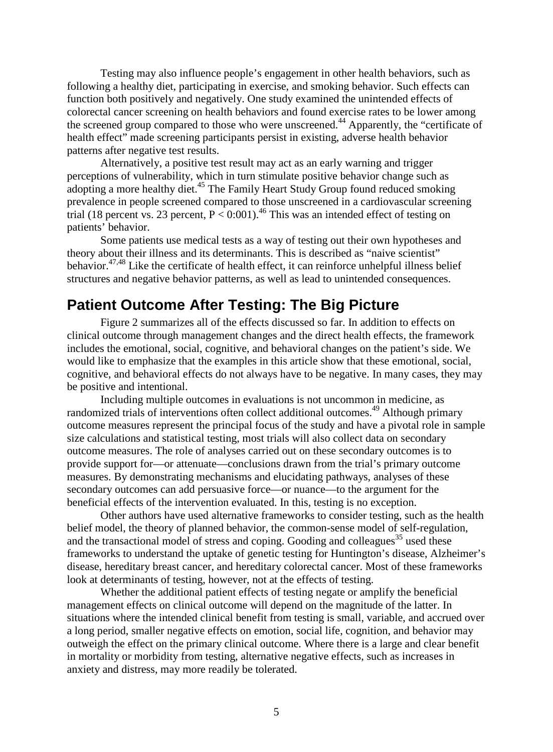Testing may also influence people's engagement in other health behaviors, such as following a healthy diet, participating in exercise, and smoking behavior. Such effects can function both positively and negatively. One study examined the unintended effects of colorectal cancer screening on health behaviors and found exercise rates to be lower among the screened group compared to those who were unscreened.[44] Apparently, the "certificate of health effect" made screening participants persist in existing, adverse health behavior patterns after negative test results.

Alternatively, a positive test result may act as an early warning and trigger perceptions of vulnerability, which in turn stimulate positive behavior change such as adopting a more healthy diet.[45] The Family Heart Study Group found reduced smoking prevalence in people screened compared to those unscreened in a cardiovascular screening trial (18 percent vs. 23 percent, $P < 0:001$).[46] This was an intended effect of testing on patients' behavior.

Some patients use medical tests as a way of testing out their own hypotheses and theory about their illness and its determinants. This is described as "naive scientist" behavior.[47,48] Like the certificate of health effect, it can reinforce unhelpful illness belief structures and negative behavior patterns, as well as lead to unintended consequences.

## Patient Outcome After Testing: The Big Picture

Figure 2 summarizes all of the effects discussed so far. In addition to effects on clinical outcome through management changes and the direct health effects, the framework includes the emotional, social, cognitive, and behavioral changes on the patient's side. We would like to emphasize that the examples in this article show that these emotional, social, cognitive, and behavioral effects do not always have to be negative. In many cases, they may be positive and intentional.

Including multiple outcomes in evaluations is not uncommon in medicine, as randomized trials of interventions often collect additional outcomes.[49] Although primary outcome measures represent the principal focus of the study and have a pivotal role in sample size calculations and statistical testing, most trials will also collect data on secondary outcome measures. The role of analyses carried out on these secondary outcomes is to provide support for—or attenuate—conclusions drawn from the trial's primary outcome measures. By demonstrating mechanisms and elucidating pathways, analyses of these secondary outcomes can add persuasive force—or nuance—to the argument for the beneficial effects of the intervention evaluated. In this, testing is no exception.

Other authors have used alternative frameworks to consider testing, such as the health belief model, the theory of planned behavior, the common-sense model of self-regulation, and the transactional model of stress and coping. Gooding and colleagues[35] used these frameworks to understand the uptake of genetic testing for Huntington's disease, Alzheimer's disease, hereditary breast cancer, and hereditary colorectal cancer. Most of these frameworks look at determinants of testing, however, not at the effects of testing.

Whether the additional patient effects of testing negate or amplify the beneficial management effects on clinical outcome will depend on the magnitude of the latter. In situations where the intended clinical benefit from testing is small, variable, and accrued over a long period, smaller negative effects on emotion, social life, cognition, and behavior may outweigh the effect on the primary clinical outcome. Where there is a large and clear benefit in mortality or morbidity from testing, alternative negative effects, such as increases in anxiety and distress, may more readily be tolerated.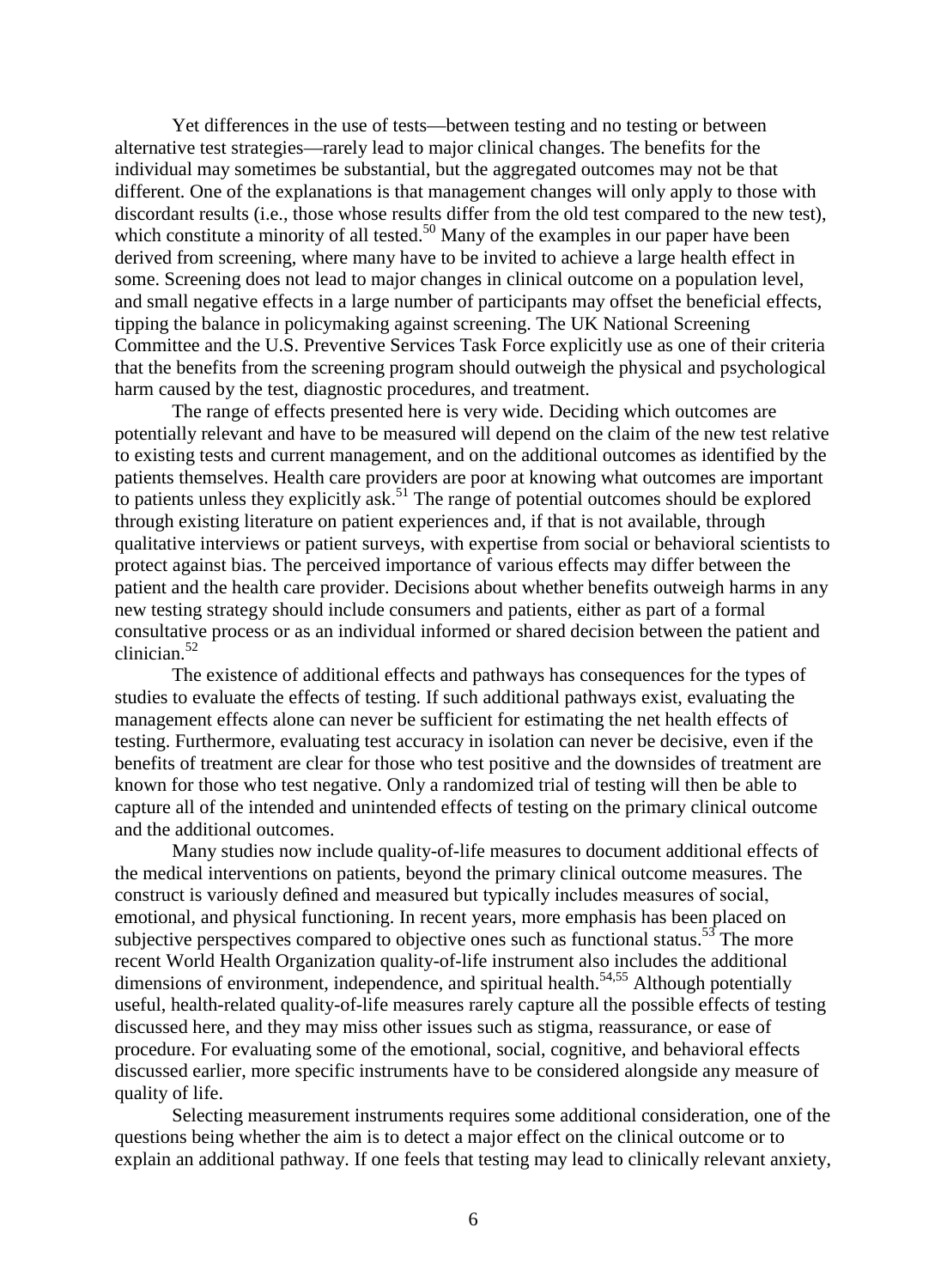Yet differences in the use of tests—between testing and no testing or between alternative test strategies—rarely lead to major clinical changes. The benefits for the individual may sometimes be substantial, but the aggregated outcomes may not be that different. One of the explanations is that management changes will only apply to those with discordant results (i.e., those whose results differ from the old test compared to the new test), which constitute a minority of all tested.[50] Many of the examples in our paper have been derived from screening, where many have to be invited to achieve a large health effect in some. Screening does not lead to major changes in clinical outcome on a population level, and small negative effects in a large number of participants may offset the beneficial effects, tipping the balance in policymaking against screening. The UK National Screening Committee and the U.S. Preventive Services Task Force explicitly use as one of their criteria that the benefits from the screening program should outweigh the physical and psychological harm caused by the test, diagnostic procedures, and treatment.

The range of effects presented here is very wide. Deciding which outcomes are potentially relevant and have to be measured will depend on the claim of the new test relative to existing tests and current management, and on the additional outcomes as identified by the patients themselves. Health care providers are poor at knowing what outcomes are important to patients unless they explicitly ask.[51] The range of potential outcomes should be explored through existing literature on patient experiences and, if that is not available, through qualitative interviews or patient surveys, with expertise from social or behavioral scientists to protect against bias. The perceived importance of various effects may differ between the patient and the health care provider. Decisions about whether benefits outweigh harms in any new testing strategy should include consumers and patients, either as part of a formal consultative process or as an individual informed or shared decision between the patient and clinician.[52]

The existence of additional effects and pathways has consequences for the types of studies to evaluate the effects of testing. If such additional pathways exist, evaluating the management effects alone can never be sufficient for estimating the net health effects of testing. Furthermore, evaluating test accuracy in isolation can never be decisive, even if the benefits of treatment are clear for those who test positive and the downsides of treatment are known for those who test negative. Only a randomized trial of testing will then be able to capture all of the intended and unintended effects of testing on the primary clinical outcome and the additional outcomes.

Many studies now include quality-of-life measures to document additional effects of the medical interventions on patients, beyond the primary clinical outcome measures. The construct is variously defined and measured but typically includes measures of social, emotional, and physical functioning. In recent years, more emphasis has been placed on subjective perspectives compared to objective ones such as functional status.[53] The more recent World Health Organization quality-of-life instrument also includes the additional dimensions of environment, independence, and spiritual health.[54,55] Although potentially useful, health-related quality-of-life measures rarely capture all the possible effects of testing discussed here, and they may miss other issues such as stigma, reassurance, or ease of procedure. For evaluating some of the emotional, social, cognitive, and behavioral effects discussed earlier, more specific instruments have to be considered alongside any measure of quality of life.

Selecting measurement instruments requires some additional consideration, one of the questions being whether the aim is to detect a major effect on the clinical outcome or to explain an additional pathway. If one feels that testing may lead to clinically relevant anxiety,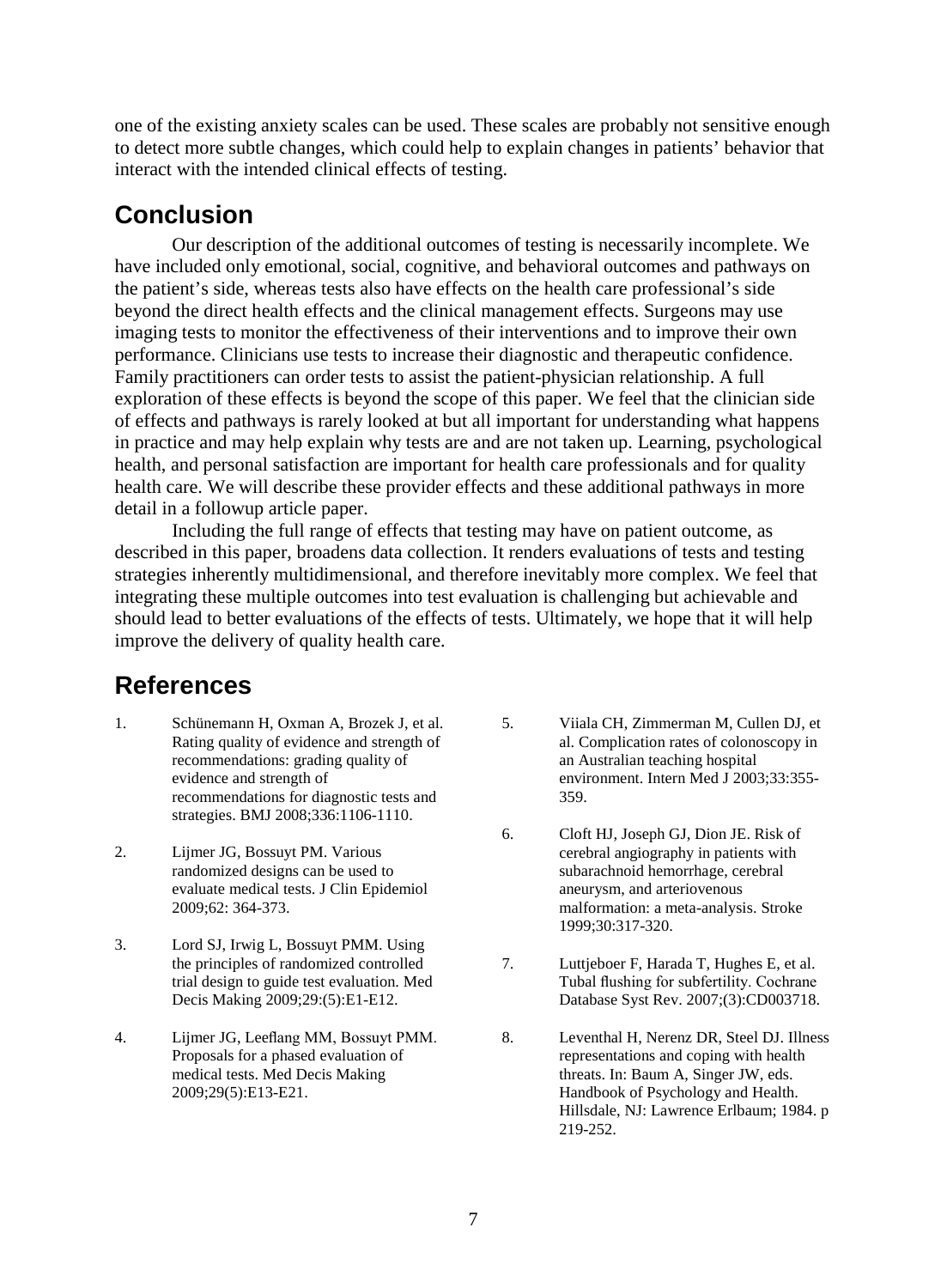one of the existing anxiety scales can be used. These scales are probably not sensitive enough to detect more subtle changes, which could help to explain changes in patients' behavior that interact with the intended clinical effects of testing.

## Conclusion

Our description of the additional outcomes of testing is necessarily incomplete. We have included only emotional, social, cognitive, and behavioral outcomes and pathways on the patient's side, whereas tests also have effects on the health care professional's side beyond the direct health effects and the clinical management effects. Surgeons may use imaging tests to monitor the effectiveness of their interventions and to improve their own performance. Clinicians use tests to increase their diagnostic and therapeutic confidence. Family practitioners can order tests to assist the patient-physician relationship. A full exploration of these effects is beyond the scope of this paper. We feel that the clinician side of effects and pathways is rarely looked at but all important for understanding what happens in practice and may help explain why tests are and are not taken up. Learning, psychological health, and personal satisfaction are important for health care professionals and for quality health care. We will describe these provider effects and these additional pathways in more detail in a followup article paper.

Including the full range of effects that testing may have on patient outcome, as described in this paper, broadens data collection. It renders evaluations of tests and testing strategies inherently multidimensional, and therefore inevitably more complex. We feel that integrating these multiple outcomes into test evaluation is challenging but achievable and should lead to better evaluations of the effects of tests. Ultimately, we hope that it will help improve the delivery of quality health care.

## References

1. Schünemann H, Oxman A, Brozek J, et al. Rating quality of evidence and strength of recommendations: grading quality of evidence and strength of recommendations for diagnostic tests and strategies. BMJ 2008;336:1106-1110.
2. Lijmer JG, Bossuyt PM. Various randomized designs can be used to evaluate medical tests. J Clin Epidemiol 2009;62: 364-373.
3. Lord SJ, Irwig L, Bossuyt PMM. Using the principles of randomized controlled trial design to guide test evaluation. Med Decis Making 2009;29:(5):E1-E12.
4. Lijmer JG, Leeflang MM, Bossuyt PMM. Proposals for a phased evaluation of medical tests. Med Decis Making 2009;29(5):E13-E21.
5. Viiala CH, Zimmerman M, Cullen DJ, et al. Complication rates of colonoscopy in an Australian teaching hospital environment. Intern Med J 2003;33:355-359.
6. Cloft HJ, Joseph GJ, Dion JE. Risk of cerebral angiography in patients with subarachnoid hemorrhage, cerebral aneurysm, and arteriovenous malformation: a meta-analysis. Stroke 1999;30:317-320.
7. Luttjeboer F, Harada T, Hughes E, et al. Tubal flushing for subfertility. Cochrane Database Syst Rev. 2007;(3):CD003718.
8. Leventhal H, Nerenz DR, Steel DJ. Illness representations and coping with health threats. In: Baum A, Singer JW, eds. Handbook of Psychology and Health. Hillsdale, NJ: Lawrence Erlbaum; 1984. p 219-252.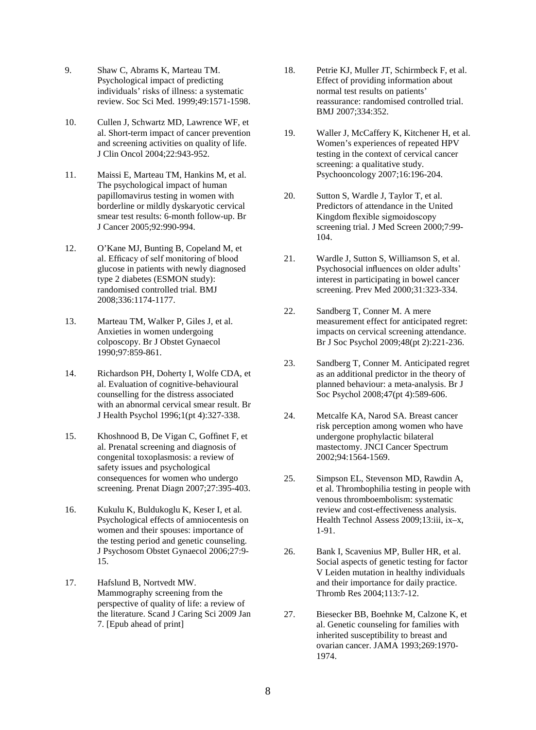9. Shaw C, Abrams K, Marteau TM. Psychological impact of predicting individuals' risks of illness: a systematic review. Soc Sci Med. 1999;49:1571-1598.

10. Cullen J, Schwartz MD, Lawrence WF, et al. Short-term impact of cancer prevention and screening activities on quality of life. J Clin Oncol 2004;22:943-952.

11. Maissi E, Marteau TM, Hankins M, et al. The psychological impact of human papillomavirus testing in women with borderline or mildly dyskaryotic cervical smear test results: 6-month follow-up. Br J Cancer 2005;92:990-994.

12. O'Kane MJ, Bunting B, Copeland M, et al. Efficacy of self monitoring of blood glucose in patients with newly diagnosed type 2 diabetes (ESMON study): randomised controlled trial. BMJ 2008;336:1174-1177.

13. Marteau TM, Walker P, Giles J, et al. Anxieties in women undergoing colposcopy. Br J Obstet Gynaecol 1990;97:859-861.

14. Richardson PH, Doherty I, Wolfe CDA, et al. Evaluation of cognitive-behavioural counselling for the distress associated with an abnormal cervical smear result. Br J Health Psychol 1996;1(pt 4):327-338.

15. Khoshnood B, De Vigan C, Goffinet F, et al. Prenatal screening and diagnosis of congenital toxoplasmosis: a review of safety issues and psychological consequences for women who undergo screening. Prenat Diagn 2007;27:395-403.

16. Kukulu K, Buldukoglu K, Keser I, et al. Psychological effects of amniocentesis on women and their spouses: importance of the testing period and genetic counseling. J Psychosom Obstet Gynaecol 2006;27:9-15.

17. Hafslund B, Nortvedt MW. Mammography screening from the perspective of quality of life: a review of the literature. Scand J Caring Sci 2009 Jan 7. [Epub ahead of print]

18. Petrie KJ, Muller JT, Schirmbeck F, et al. Effect of providing information about normal test results on patients' reassurance: randomised controlled trial. BMJ 2007;334:352.

19. Waller J, McCaffery K, Kitchener H, et al. Women's experiences of repeated HPV testing in the context of cervical cancer screening: a qualitative study. Psychooncology 2007;16:196-204.

20. Sutton S, Wardle J, Taylor T, et al. Predictors of attendance in the United Kingdom flexible sigmoidoscopy screening trial. J Med Screen 2000;7:99-104.

21. Wardle J, Sutton S, Williamson S, et al. Psychosocial influences on older adults' interest in participating in bowel cancer screening. Prev Med 2000;31:323-334.

22. Sandberg T, Conner M. A mere measurement effect for anticipated regret: impacts on cervical screening attendance. Br J Soc Psychol 2009;48(pt 2):221-236.

23. Sandberg T, Conner M. Anticipated regret as an additional predictor in the theory of planned behaviour: a meta-analysis. Br J Soc Psychol 2008;47(pt 4):589-606.

24. Metcalfe KA, Narod SA. Breast cancer risk perception among women who have undergone prophylactic bilateral mastectomy. JNCI Cancer Spectrum 2002;94:1564-1569.

25. Simpson EL, Stevenson MD, Rawdin A, et al. Thrombophilia testing in people with venous thromboembolism: systematic review and cost-effectiveness analysis. Health Technol Assess 2009;13:iii, ix–x, 1-91.

26. Bank I, Scavenius MP, Buller HR, et al. Social aspects of genetic testing for factor V Leiden mutation in healthy individuals and their importance for daily practice. Thromb Res 2004;113:7-12.

27. Biesecker BB, Boehnke M, Calzone K, et al. Genetic counseling for families with inherited susceptibility to breast and ovarian cancer. JAMA 1993;269:1970-1974.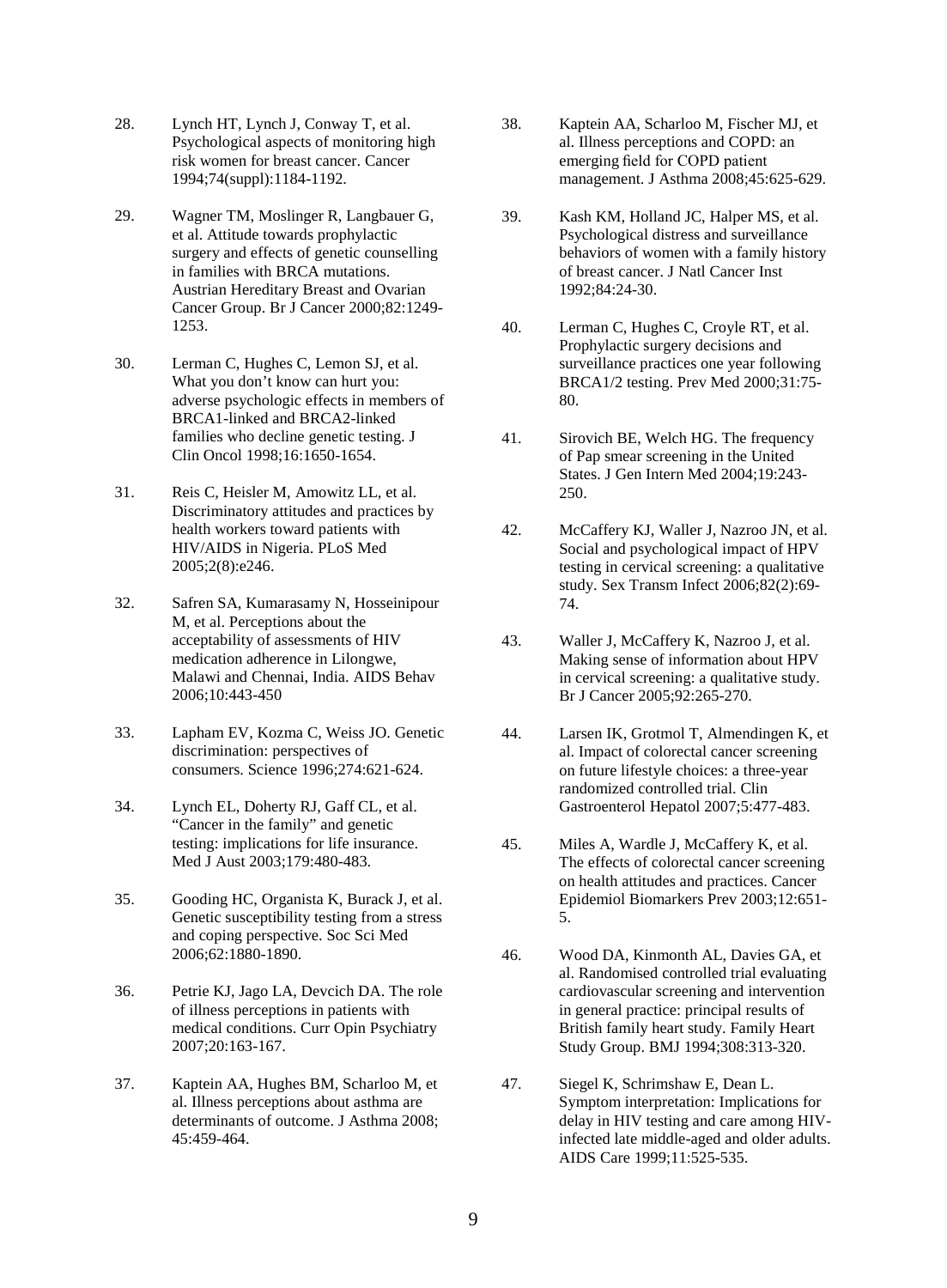28. Lynch HT, Lynch J, Conway T, et al. Psychological aspects of monitoring high risk women for breast cancer. Cancer 1994;74(suppl):1184-1192.

29. Wagner TM, Moslinger R, Langbauer G, et al. Attitude towards prophylactic surgery and effects of genetic counselling in families with BRCA mutations. Austrian Hereditary Breast and Ovarian Cancer Group. Br J Cancer 2000;82:1249-1253.

30. Lerman C, Hughes C, Lemon SJ, et al. What you don't know can hurt you: adverse psychologic effects in members of BRCA1-linked and BRCA2-linked families who decline genetic testing. J Clin Oncol 1998;16:1650-1654.

31. Reis C, Heisler M, Amowitz LL, et al. Discriminatory attitudes and practices by health workers toward patients with HIV/AIDS in Nigeria. PLoS Med 2005;2(8):e246.

32. Safren SA, Kumarasamy N, Hosseinipour M, et al. Perceptions about the acceptability of assessments of HIV medication adherence in Lilongwe, Malawi and Chennai, India. AIDS Behav 2006;10:443-450

33. Lapham EV, Kozma C, Weiss JO. Genetic discrimination: perspectives of consumers. Science 1996;274:621-624.

34. Lynch EL, Doherty RJ, Gaff CL, et al. "Cancer in the family" and genetic testing: implications for life insurance. Med J Aust 2003;179:480-483.

35. Gooding HC, Organista K, Burack J, et al. Genetic susceptibility testing from a stress and coping perspective. Soc Sci Med 2006;62:1880-1890.

36. Petrie KJ, Jago LA, Devcich DA. The role of illness perceptions in patients with medical conditions. Curr Opin Psychiatry 2007;20:163-167.

37. Kaptein AA, Hughes BM, Scharloo M, et al. Illness perceptions about asthma are determinants of outcome. J Asthma 2008; 45:459-464.

38. Kaptein AA, Scharloo M, Fischer MJ, et al. Illness perceptions and COPD: an emerging field for COPD patient management. J Asthma 2008;45:625-629.

39. Kash KM, Holland JC, Halper MS, et al. Psychological distress and surveillance behaviors of women with a family history of breast cancer. J Natl Cancer Inst 1992;84:24-30.

40. Lerman C, Hughes C, Croyle RT, et al. Prophylactic surgery decisions and surveillance practices one year following BRCA1/2 testing. Prev Med 2000;31:75-80.

41. Sirovich BE, Welch HG. The frequency of Pap smear screening in the United States. J Gen Intern Med 2004;19:243-250.

42. McCaffery KJ, Waller J, Nazroo JN, et al. Social and psychological impact of HPV testing in cervical screening: a qualitative study. Sex Transm Infect 2006;82(2):69-74.

43. Waller J, McCaffery K, Nazroo J, et al. Making sense of information about HPV in cervical screening: a qualitative study. Br J Cancer 2005;92:265-270.

44. Larsen IK, Grotmol T, Almendingen K, et al. Impact of colorectal cancer screening on future lifestyle choices: a three-year randomized controlled trial. Clin Gastroenterol Hepatol 2007;5:477-483.

45. Miles A, Wardle J, McCaffery K, et al. The effects of colorectal cancer screening on health attitudes and practices. Cancer Epidemiol Biomarkers Prev 2003;12:651-5.

46. Wood DA, Kinmonth AL, Davies GA, et al. Randomised controlled trial evaluating cardiovascular screening and intervention in general practice: principal results of British family heart study. Family Heart Study Group. BMJ 1994;308:313-320.

47. Siegel K, Schrimshaw E, Dean L. Symptom interpretation: Implications for delay in HIV testing and care among HIV-infected late middle-aged and older adults. AIDS Care 1999;11:525-535.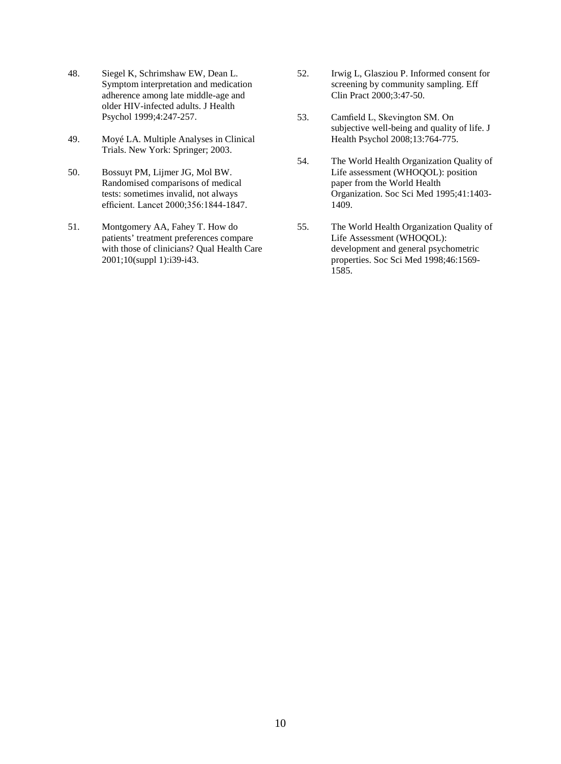48. Siegel K, Schrimshaw EW, Dean L. Symptom interpretation and medication adherence among late middle-age and older HIV-infected adults. J Health Psychol 1999;4:247-257.

49. Moyé LA. Multiple Analyses in Clinical Trials. New York: Springer; 2003.

50. Bossuyt PM, Lijmer JG, Mol BW. Randomised comparisons of medical tests: sometimes invalid, not always efficient. Lancet 2000;356:1844-1847.

51. Montgomery AA, Fahey T. How do patients' treatment preferences compare with those of clinicians? Qual Health Care 2001;10(suppl 1):i39-i43.

52. Irwig L, Glasziou P. Informed consent for screening by community sampling. Eff Clin Pract 2000;3:47-50.

53. Camfield L, Skevington SM. On subjective well-being and quality of life. J Health Psychol 2008;13:764-775.

54. The World Health Organization Quality of Life assessment (WHOQOL): position paper from the World Health Organization. Soc Sci Med 1995;41:1403-1409.

55. The World Health Organization Quality of Life Assessment (WHOQOL): development and general psychometric properties. Soc Sci Med 1998;46:1569-1585.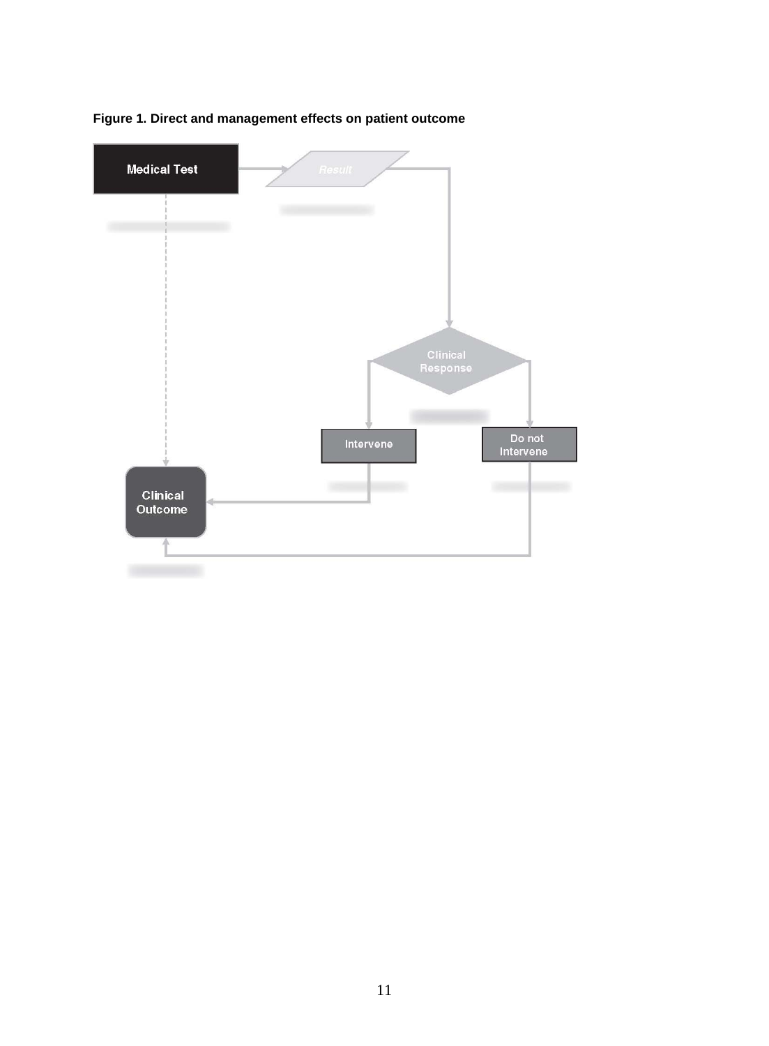**Figure 1. Direct and management effects on patient outcome**

Medical Test

Result

Clinical Response

Intervene

Do not Intervene

Clinical Outcome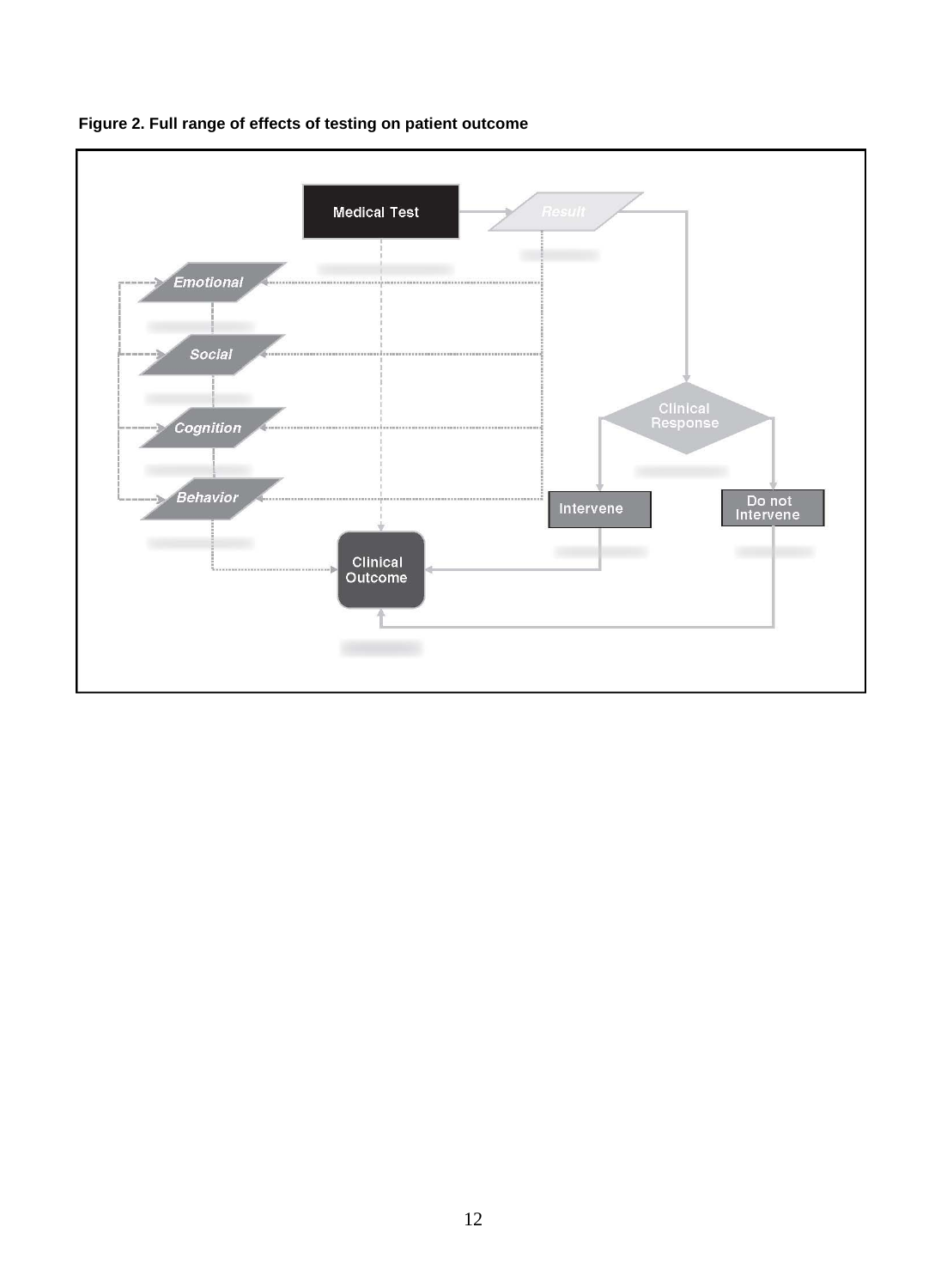**Figure 2. Full range of effects of testing on patient outcome**

Medical Test

Result

Emotional

Social

Cognition

Behavior

Clinical Response

Intervene

Do not Intervene

Clinical Outcome